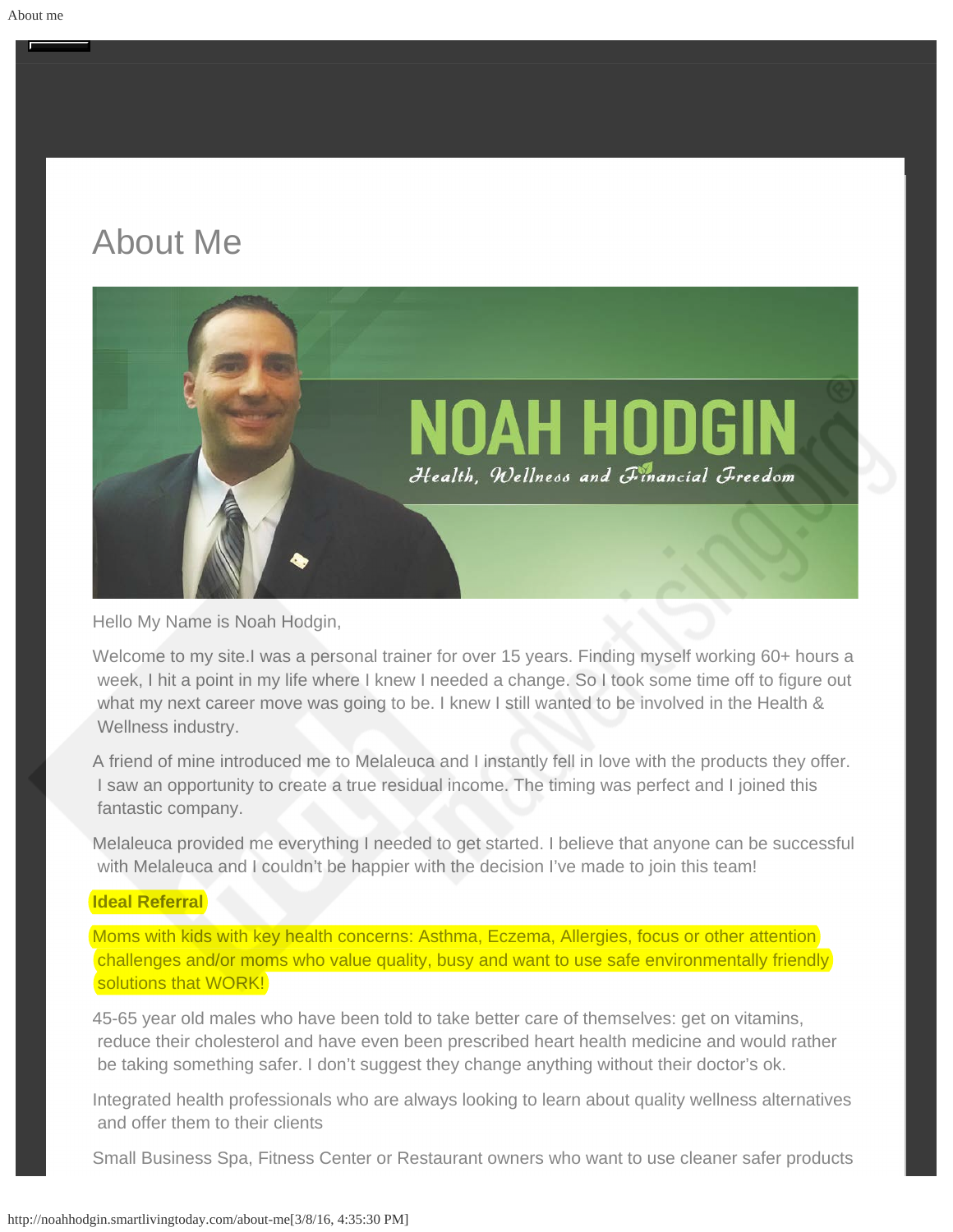# About Me

Hello My Name is Noah Hodgin,

Welcome to my site.I was a personal trainer for over 15 years. Finding myself working 60+ hours a week, I hit a point in my life where I knew I needed a change. So I took some time off to figure out what my next career move was going to be. I knew I still wanted to be involved in the Health & Wellness industry.

A friend of mine introduced me to Melaleuca and I instantly fell in love with the products they offer. I saw an opportunity to create a true residual income. The timing was perfect and I joined this fantastic company.

Melaleuca provided me everything I needed to get started. I believe that anyone can be successful with Melaleuca and I couldn't be happier with the decision I've made to join this team!

**Ideal Referral**

Moms with kids with key health concerns: Asthma, Eczema, Allergies, focus or other attention challenges and/or moms who value quality, busy and want to use safe environmentally friendly solutions that WORK!

45-65 year old males who have been told to take better care of themselves: get on vitamins, reduce their cholesterol and have even been prescribed heart health medicine and would rather be taking something safer. I don't suggest they change anything without their doctor's ok.

Integrated health professionals who are always looking to learn about quality wellness alternatives and offer them to their clients

Small Business Spa, Fitness Center or Restaurant owners who want to use cleaner safer products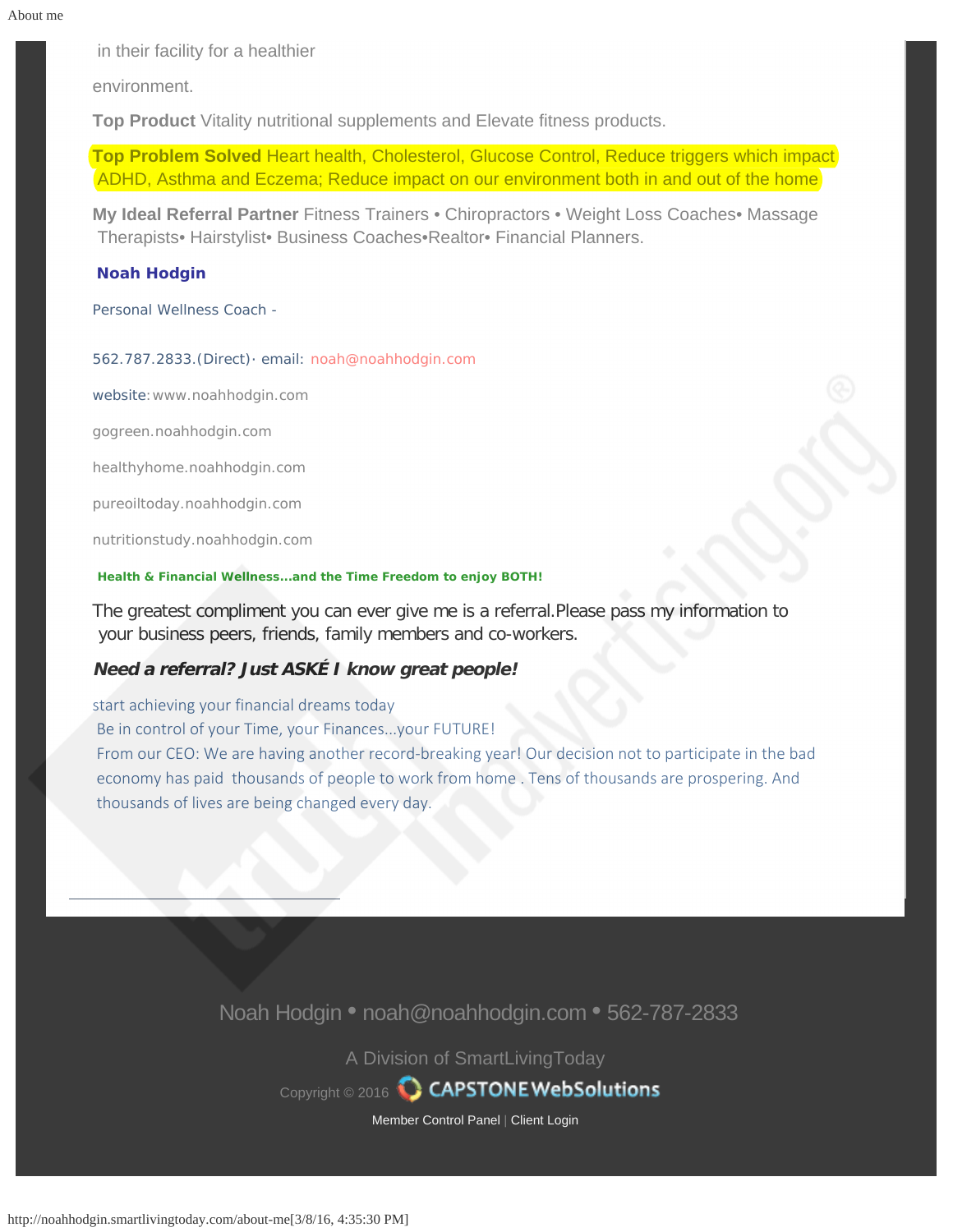in their facility for a healthier environment.

**Top Product** Vitality nutritional supplements and Elevate fitness products.

**Top Problem Solved** Heart health, Cholesterol, Glucose Control, Reduce triggers which impact ADHD, Asthma and Eczema; Reduce impact on our environment both in and out of the home

**My Ideal Referral Partner** Fitness Trainers • Chiropractors • Weight Loss Coaches• Massage Therapists• Hairstylist• Business Coaches•Realtor• Financial Planners.

**Noah Hodgin**

Personal Wellness Coach -

562.787.2833.(Direct)· email: noah@noahhodgin.com

website: www.noahhodgin.com

gogreen.noahhodgin.com

healthyhome.noahhodgin.com

pureoiltoday.noahhodgin.com

nutritionstudy.noahhodgin.com

**Health & Financial Wellness...and the Time Freedom to enjoy BOTH!**

The greatest compliment you can ever give me is a referral.Please pass my information to your business peers, friends, family members and co-workers.

***Need a referral? Just ASKÉ I know great people!***

start achieving your financial dreams today

Be in control of your Time, your Finances...your FUTURE!

From our CEO: We are having another record-breaking year! Our decision not to participate in the bad economy has paid thousands of people to work from home . Tens of thousands are prospering. And thousands of lives are being changed every day.

Noah Hodgin • noah@noahhodgin.com • 562-787-2833

A Division of SmartLivingToday

Copyright © 2016 CAPSTONE WebSolutions

Member Control Panel | Client Login